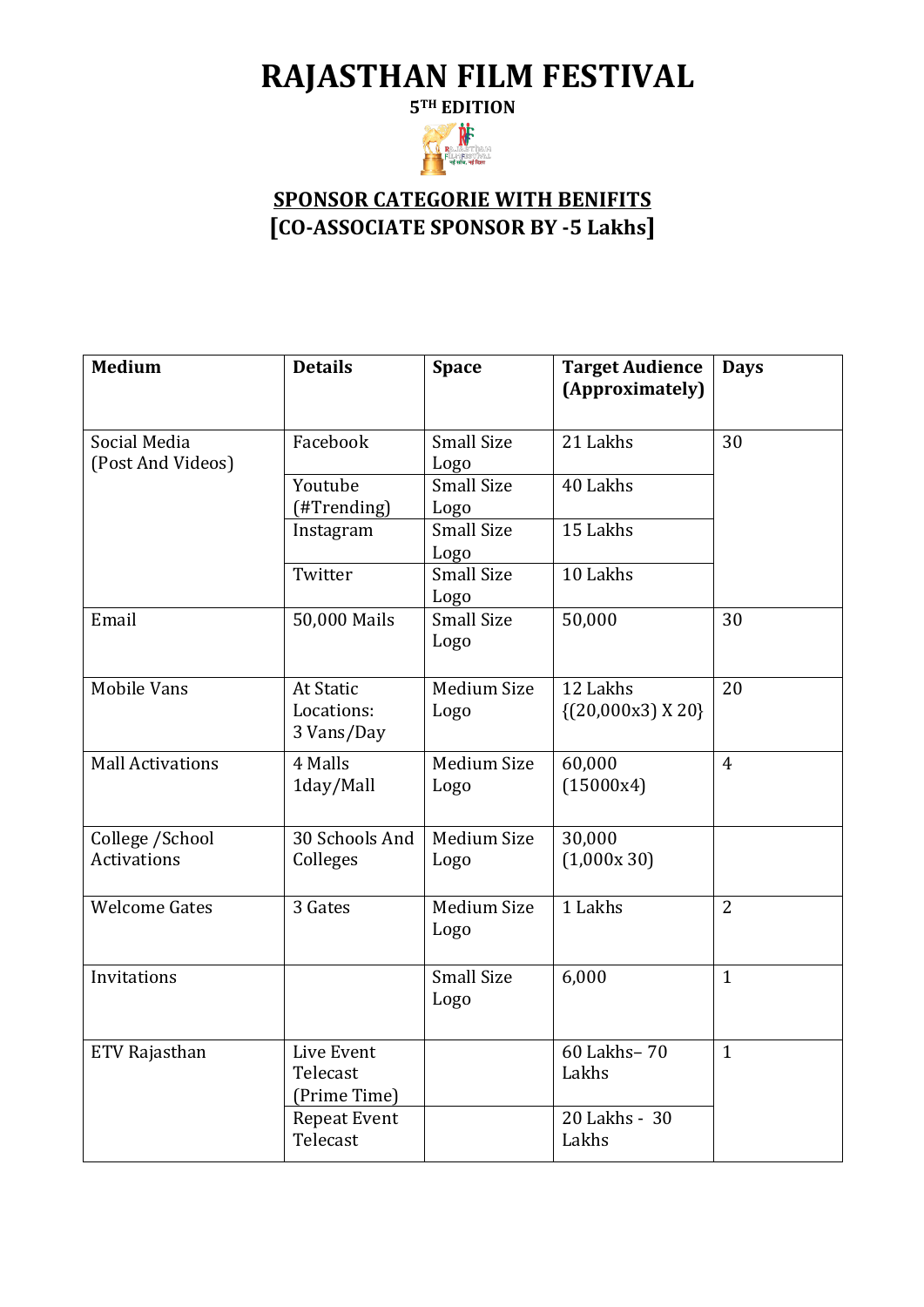# RAJASTHAN FILM FESTIVAL

**5TH EDITION**

## SPONSOR CATEGORIE WITH BENIFITS

## [CO-ASSOCIATE SPONSOR BY -5 Lakhs]

| Medium | Details | Space | Target Audience (Approximately) | Days |
|---|---|---|---|---|
| Social Media (Post And Videos) | Facebook | Small Size Logo | 21 Lakhs | 30 |
| | Youtube (#Trending) | Small Size Logo | 40 Lakhs | |
| | Instagram | Small Size Logo | 15 Lakhs | |
| | Twitter | Small Size Logo | 10 Lakhs | |
| Email | 50,000 Mails | Small Size Logo | 50,000 | 30 |
| Mobile Vans | At Static Locations: 3 Vans/Day | Medium Size Logo | 12 Lakhs {(20,000x3) X 20} | 20 |
| Mall Activations | 4 Malls 1day/Mall | Medium Size Logo | 60,000 (15000x4) | 4 |
| College /School Activations | 30 Schools And Colleges | Medium Size Logo | 30,000 (1,000x 30) | |
| Welcome Gates | 3 Gates | Medium Size Logo | 1 Lakhs | 2 |
| Invitations | | Small Size Logo | 6,000 | 1 |
| ETV Rajasthan | Live Event Telecast (Prime Time) | | 60 Lakhs– 70 Lakhs | 1 |
| | Repeat Event Telecast | | 20 Lakhs - 30 Lakhs | |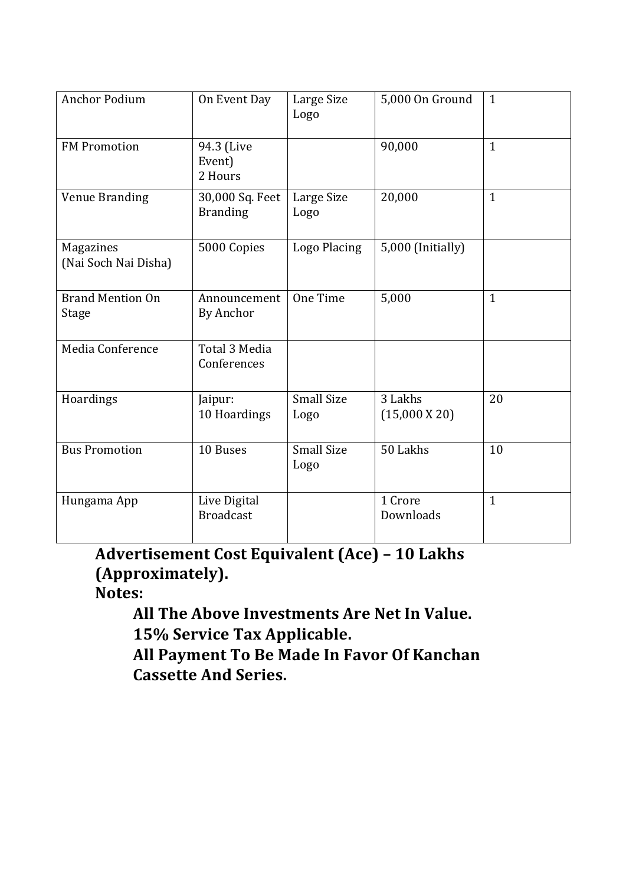| | | | | |
|---|---|---|---|---|
| Anchor Podium | On Event Day | Large Size Logo | 5,000 On Ground | 1 |
| FM Promotion | 94.3 (Live Event) 2 Hours | | 90,000 | 1 |
| Venue Branding | 30,000 Sq. Feet Branding | Large Size Logo | 20,000 | 1 |
| Magazines (Nai Soch Nai Disha) | 5000 Copies | Logo Placing | 5,000 (Initially) | |
| Brand Mention On Stage | Announcement By Anchor | One Time | 5,000 | 1 |
| Media Conference | Total 3 Media Conferences | | | |
| Hoardings | Jaipur: 10 Hoardings | Small Size Logo | 3 Lakhs (15,000 X 20) | 20 |
| Bus Promotion | 10 Buses | Small Size Logo | 50 Lakhs | 10 |
| Hungama App | Live Digital Broadcast | | 1 Crore Downloads | 1 |

**Advertisement Cost Equivalent (Ace) – 10 Lakhs (Approximately).**

**Notes:**

**All The Above Investments Are Net In Value.**
**15% Service Tax Applicable.**
**All Payment To Be Made In Favor Of Kanchan Cassette And Series.**